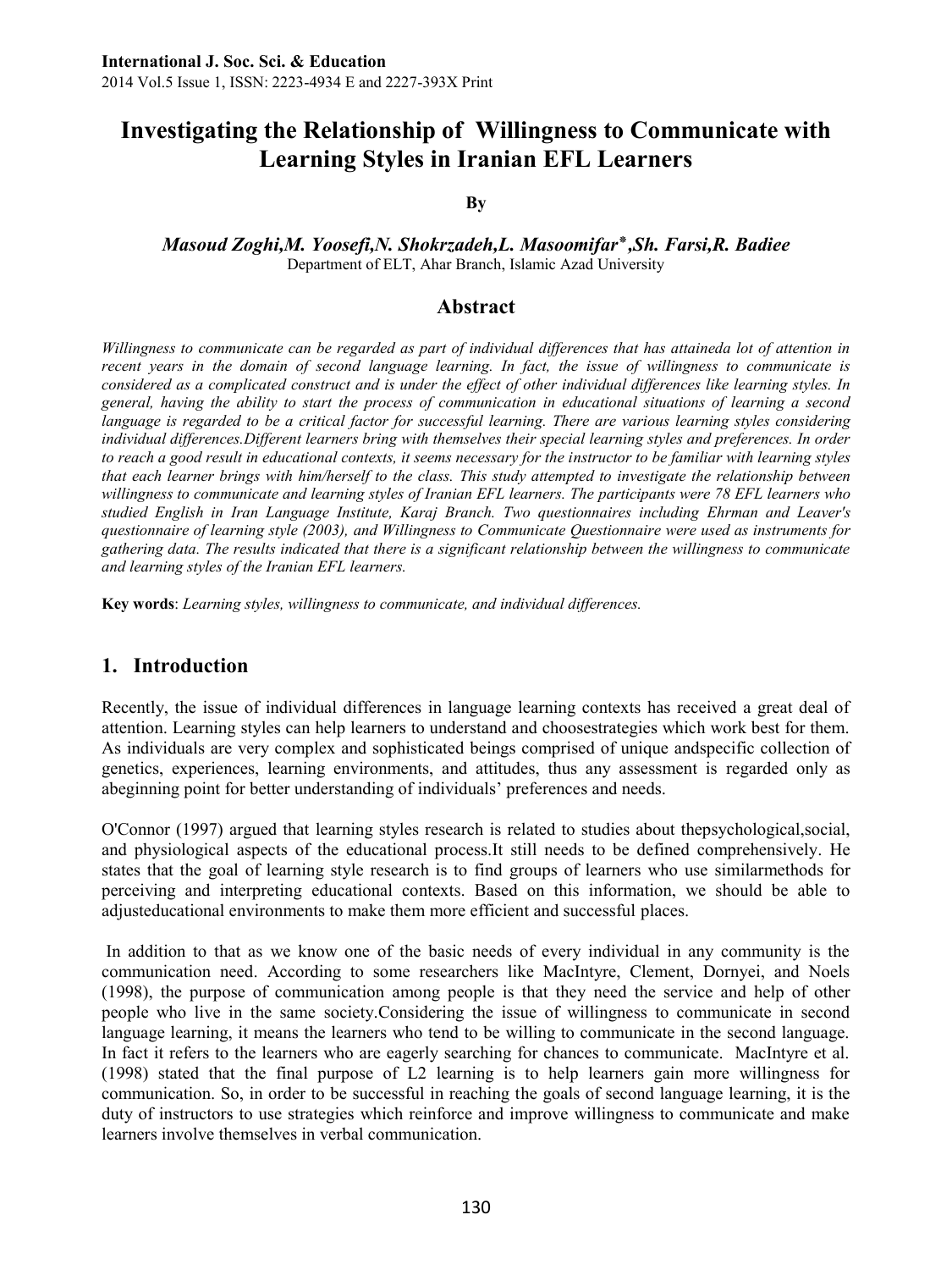# Investigating the Relationship of Willingness to Communicate with Learning Styles in Iranian EFL Learners

**By**

***Masoud Zoghi,M. Yoosefi,N. Shokrzadeh,L. Masoomifar*,Sh. Farsi,R. Badiee***

Department of ELT, Ahar Branch, Islamic Azad University

## Abstract

*Willingness to communicate can be regarded as part of individual differences that has attaineda lot of attention in recent years in the domain of second language learning. In fact, the issue of willingness to communicate is considered as a complicated construct and is under the effect of other individual differences like learning styles. In general, having the ability to start the process of communication in educational situations of learning a second language is regarded to be a critical factor for successful learning. There are various learning styles considering individual differences.Different learners bring with themselves their special learning styles and preferences. In order to reach a good result in educational contexts, it seems necessary for the instructor to be familiar with learning styles that each learner brings with him/herself to the class. This study attempted to investigate the relationship between willingness to communicate and learning styles of Iranian EFL learners. The participants were 78 EFL learners who studied English in Iran Language Institute, Karaj Branch. Two questionnaires including Ehrman and Leaver's questionnaire of learning style (2003), and Willingness to Communicate Questionnaire were used as instruments for gathering data. The results indicated that there is a significant relationship between the willingness to communicate and learning styles of the Iranian EFL learners.*

**Key words**: *Learning styles, willingness to communicate, and individual differences.*

## 1. Introduction

Recently, the issue of individual differences in language learning contexts has received a great deal of attention. Learning styles can help learners to understand and choosestrategies which work best for them. As individuals are very complex and sophisticated beings comprised of unique andspecific collection of genetics, experiences, learning environments, and attitudes, thus any assessment is regarded only as abeginning point for better understanding of individuals' preferences and needs.

O'Connor (1997) argued that learning styles research is related to studies about thepsychological,social, and physiological aspects of the educational process.It still needs to be defined comprehensively. He states that the goal of learning style research is to find groups of learners who use similarmethods for perceiving and interpreting educational contexts. Based on this information, we should be able to adjusteducational environments to make them more efficient and successful places.

In addition to that as we know one of the basic needs of every individual in any community is the communication need. According to some researchers like MacIntyre, Clement, Dornyei, and Noels (1998), the purpose of communication among people is that they need the service and help of other people who live in the same society.Considering the issue of willingness to communicate in second language learning, it means the learners who tend to be willing to communicate in the second language. In fact it refers to the learners who are eagerly searching for chances to communicate. MacIntyre et al. (1998) stated that the final purpose of L2 learning is to help learners gain more willingness for communication. So, in order to be successful in reaching the goals of second language learning, it is the duty of instructors to use strategies which reinforce and improve willingness to communicate and make learners involve themselves in verbal communication.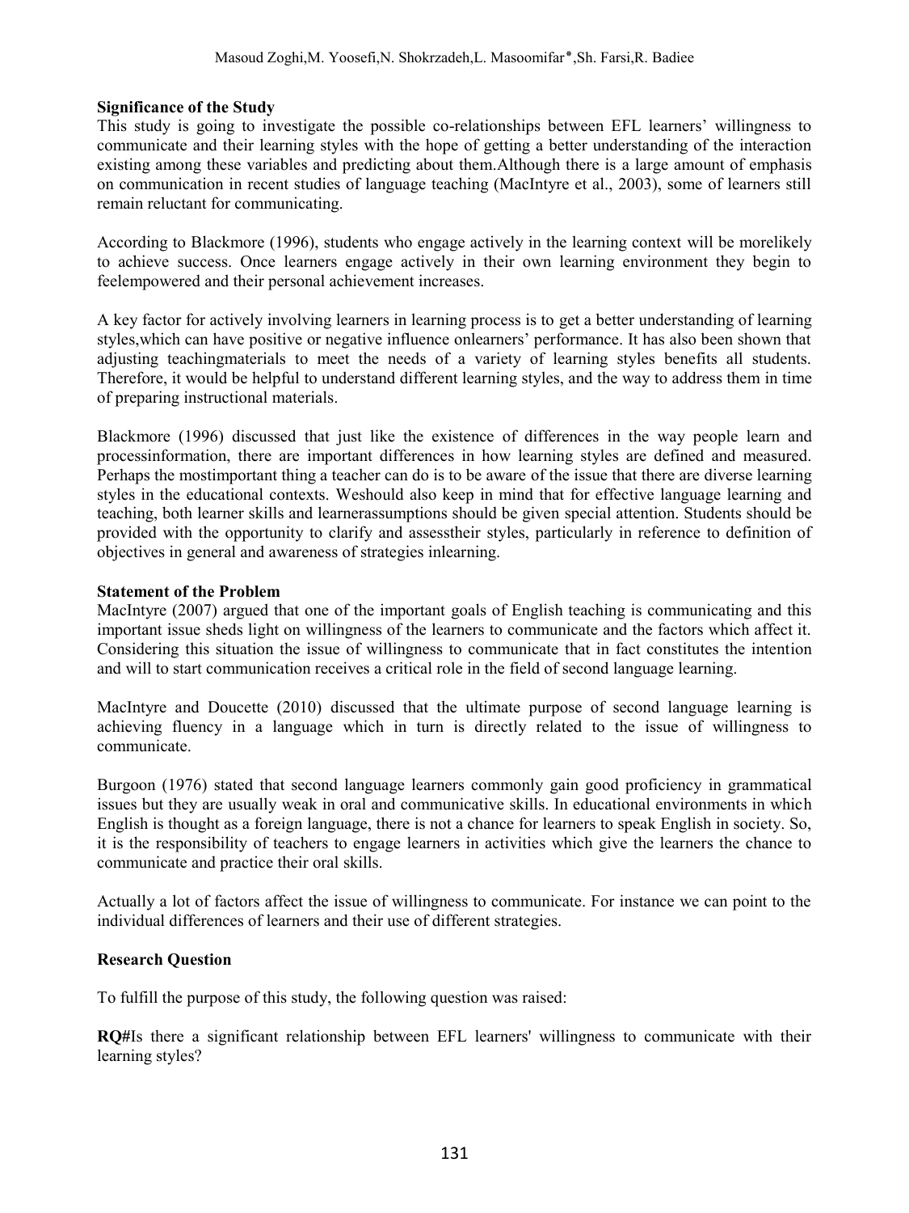**Significance of the Study**

This study is going to investigate the possible co-relationships between EFL learners' willingness to communicate and their learning styles with the hope of getting a better understanding of the interaction existing among these variables and predicting about them.Although there is a large amount of emphasis on communication in recent studies of language teaching (MacIntyre et al., 2003), some of learners still remain reluctant for communicating.

According to Blackmore (1996), students who engage actively in the learning context will be morelikely to achieve success. Once learners engage actively in their own learning environment they begin to feelempowered and their personal achievement increases.

A key factor for actively involving learners in learning process is to get a better understanding of learning styles,which can have positive or negative influence onlearners' performance. It has also been shown that adjusting teachingmaterials to meet the needs of a variety of learning styles benefits all students. Therefore, it would be helpful to understand different learning styles, and the way to address them in time of preparing instructional materials.

Blackmore (1996) discussed that just like the existence of differences in the way people learn and processinformation, there are important differences in how learning styles are defined and measured. Perhaps the mostimportant thing a teacher can do is to be aware of the issue that there are diverse learning styles in the educational contexts. Weshould also keep in mind that for effective language learning and teaching, both learner skills and learnerassumptions should be given special attention. Students should be provided with the opportunity to clarify and assesstheir styles, particularly in reference to definition of objectives in general and awareness of strategies inlearning.

**Statement of the Problem**

MacIntyre (2007) argued that one of the important goals of English teaching is communicating and this important issue sheds light on willingness of the learners to communicate and the factors which affect it. Considering this situation the issue of willingness to communicate that in fact constitutes the intention and will to start communication receives a critical role in the field of second language learning.

MacIntyre and Doucette (2010) discussed that the ultimate purpose of second language learning is achieving fluency in a language which in turn is directly related to the issue of willingness to communicate.

Burgoon (1976) stated that second language learners commonly gain good proficiency in grammatical issues but they are usually weak in oral and communicative skills. In educational environments in which English is thought as a foreign language, there is not a chance for learners to speak English in society. So, it is the responsibility of teachers to engage learners in activities which give the learners the chance to communicate and practice their oral skills.

Actually a lot of factors affect the issue of willingness to communicate. For instance we can point to the individual differences of learners and their use of different strategies.

**Research Question**

To fulfill the purpose of this study, the following question was raised:

**RQ#**Is there a significant relationship between EFL learners' willingness to communicate with their learning styles?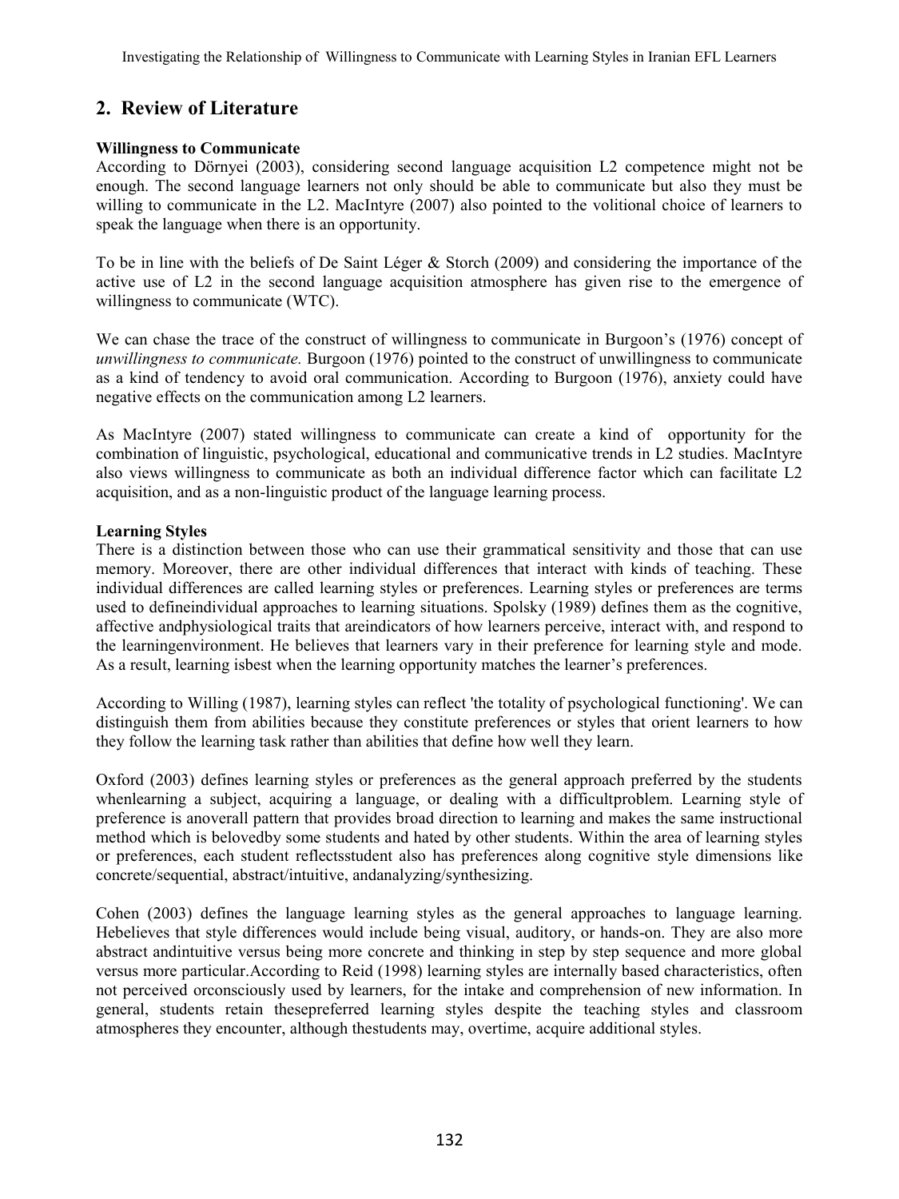## 2. Review of Literature

**Willingness to Communicate**

According to Dörnyei (2003), considering second language acquisition L2 competence might not be enough. The second language learners not only should be able to communicate but also they must be willing to communicate in the L2. MacIntyre (2007) also pointed to the volitional choice of learners to speak the language when there is an opportunity.

To be in line with the beliefs of De Saint Léger & Storch (2009) and considering the importance of the active use of L2 in the second language acquisition atmosphere has given rise to the emergence of willingness to communicate (WTC).

We can chase the trace of the construct of willingness to communicate in Burgoon's (1976) concept of *unwillingness to communicate.* Burgoon (1976) pointed to the construct of unwillingness to communicate as a kind of tendency to avoid oral communication. According to Burgoon (1976), anxiety could have negative effects on the communication among L2 learners.

As MacIntyre (2007) stated willingness to communicate can create a kind of opportunity for the combination of linguistic, psychological, educational and communicative trends in L2 studies. MacIntyre also views willingness to communicate as both an individual difference factor which can facilitate L2 acquisition, and as a non-linguistic product of the language learning process.

**Learning Styles**

There is a distinction between those who can use their grammatical sensitivity and those that can use memory. Moreover, there are other individual differences that interact with kinds of teaching. These individual differences are called learning styles or preferences. Learning styles or preferences are terms used to defineindividual approaches to learning situations. Spolsky (1989) defines them as the cognitive, affective andphysiological traits that areindicators of how learners perceive, interact with, and respond to the learningenvironment. He believes that learners vary in their preference for learning style and mode. As a result, learning isbest when the learning opportunity matches the learner's preferences.

According to Willing (1987), learning styles can reflect 'the totality of psychological functioning'. We can distinguish them from abilities because they constitute preferences or styles that orient learners to how they follow the learning task rather than abilities that define how well they learn.

Oxford (2003) defines learning styles or preferences as the general approach preferred by the students whenlearning a subject, acquiring a language, or dealing with a difficultproblem. Learning style of preference is anoverall pattern that provides broad direction to learning and makes the same instructional method which is belovedby some students and hated by other students. Within the area of learning styles or preferences, each student reflectsstudent also has preferences along cognitive style dimensions like concrete/sequential, abstract/intuitive, andanalyzing/synthesizing.

Cohen (2003) defines the language learning styles as the general approaches to language learning. Hebelieves that style differences would include being visual, auditory, or hands-on. They are also more abstract andintuitive versus being more concrete and thinking in step by step sequence and more global versus more particular.According to Reid (1998) learning styles are internally based characteristics, often not perceived orconsciously used by learners, for the intake and comprehension of new information. In general, students retain thesepreferred learning styles despite the teaching styles and classroom atmospheres they encounter, although thestudents may, overtime, acquire additional styles.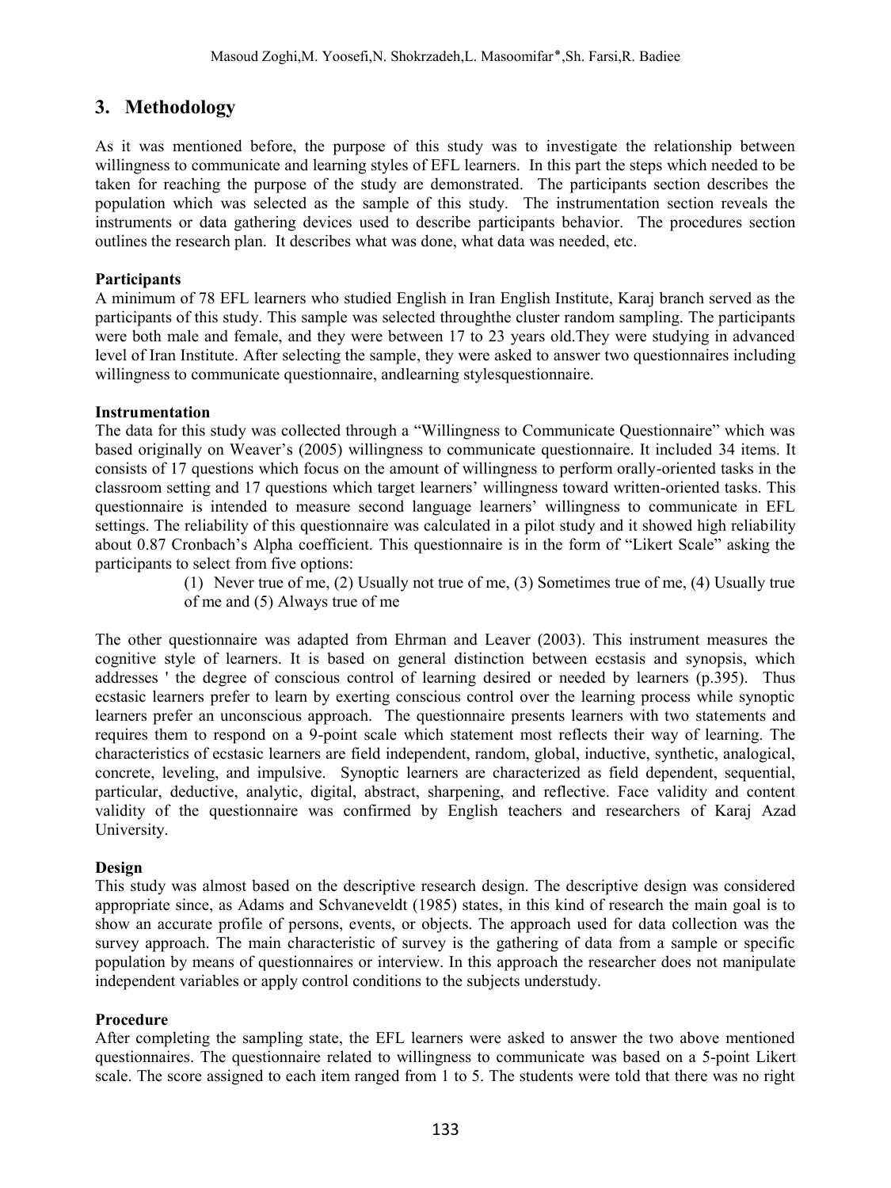## 3. Methodology

As it was mentioned before, the purpose of this study was to investigate the relationship between willingness to communicate and learning styles of EFL learners. In this part the steps which needed to be taken for reaching the purpose of the study are demonstrated. The participants section describes the population which was selected as the sample of this study. The instrumentation section reveals the instruments or data gathering devices used to describe participants behavior. The procedures section outlines the research plan. It describes what was done, what data was needed, etc.

**Participants**

A minimum of 78 EFL learners who studied English in Iran English Institute, Karaj branch served as the participants of this study. This sample was selected throughthe cluster random sampling. The participants were both male and female, and they were between 17 to 23 years old.They were studying in advanced level of Iran Institute. After selecting the sample, they were asked to answer two questionnaires including willingness to communicate questionnaire, andlearning stylesquestionnaire.

**Instrumentation**

The data for this study was collected through a "Willingness to Communicate Questionnaire" which was based originally on Weaver's (2005) willingness to communicate questionnaire. It included 34 items. It consists of 17 questions which focus on the amount of willingness to perform orally-oriented tasks in the classroom setting and 17 questions which target learners' willingness toward written-oriented tasks. This questionnaire is intended to measure second language learners' willingness to communicate in EFL settings. The reliability of this questionnaire was calculated in a pilot study and it showed high reliability about 0.87 Cronbach's Alpha coefficient. This questionnaire is in the form of "Likert Scale" asking the participants to select from five options:

> (1) Never true of me, (2) Usually not true of me, (3) Sometimes true of me, (4) Usually true of me and (5) Always true of me

The other questionnaire was adapted from Ehrman and Leaver (2003). This instrument measures the cognitive style of learners. It is based on general distinction between ecstasis and synopsis, which addresses ' the degree of conscious control of learning desired or needed by learners (p.395). Thus ecstasic learners prefer to learn by exerting conscious control over the learning process while synoptic learners prefer an unconscious approach. The questionnaire presents learners with two statements and requires them to respond on a 9-point scale which statement most reflects their way of learning. The characteristics of ecstasic learners are field independent, random, global, inductive, synthetic, analogical, concrete, leveling, and impulsive. Synoptic learners are characterized as field dependent, sequential, particular, deductive, analytic, digital, abstract, sharpening, and reflective. Face validity and content validity of the questionnaire was confirmed by English teachers and researchers of Karaj Azad University.

**Design**

This study was almost based on the descriptive research design. The descriptive design was considered appropriate since, as Adams and Schvaneveldt (1985) states, in this kind of research the main goal is to show an accurate profile of persons, events, or objects. The approach used for data collection was the survey approach. The main characteristic of survey is the gathering of data from a sample or specific population by means of questionnaires or interview. In this approach the researcher does not manipulate independent variables or apply control conditions to the subjects understudy.

**Procedure**

After completing the sampling state, the EFL learners were asked to answer the two above mentioned questionnaires. The questionnaire related to willingness to communicate was based on a 5-point Likert scale. The score assigned to each item ranged from 1 to 5. The students were told that there was no right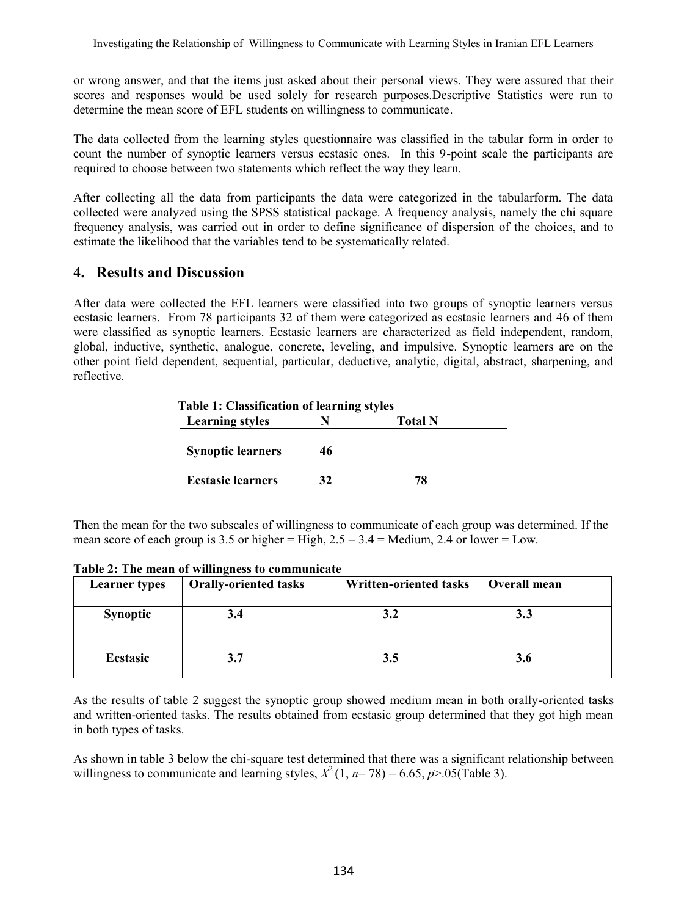or wrong answer, and that the items just asked about their personal views. They were assured that their scores and responses would be used solely for research purposes.Descriptive Statistics were run to determine the mean score of EFL students on willingness to communicate.

The data collected from the learning styles questionnaire was classified in the tabular form in order to count the number of synoptic learners versus ecstasic ones. In this 9-point scale the participants are required to choose between two statements which reflect the way they learn.

After collecting all the data from participants the data were categorized in the tabularform. The data collected were analyzed using the SPSS statistical package. A frequency analysis, namely the chi square frequency analysis, was carried out in order to define significance of dispersion of the choices, and to estimate the likelihood that the variables tend to be systematically related.

## 4. Results and Discussion

After data were collected the EFL learners were classified into two groups of synoptic learners versus ecstasic learners. From 78 participants 32 of them were categorized as ecstasic learners and 46 of them were classified as synoptic learners. Ecstasic learners are characterized as field independent, random, global, inductive, synthetic, analogue, concrete, leveling, and impulsive. Synoptic learners are on the other point field dependent, sequential, particular, deductive, analytic, digital, abstract, sharpening, and reflective.

**Table 1: Classification of learning styles**

| Learning styles | N | Total N |
|---|---|---|
| **Synoptic learners** | **46** | |
| **Ecstasic learners** | **32** | **78** |

Then the mean for the two subscales of willingness to communicate of each group was determined. If the mean score of each group is 3.5 or higher = High, 2.5 – 3.4 = Medium, 2.4 or lower = Low.

**Table 2: The mean of willingness to communicate**

| Learner types | Orally-oriented tasks | Written-oriented tasks | Overall mean |
|---|---|---|---|
| **Synoptic** | **3.4** | **3.2** | **3.3** |
| **Ecstasic** | **3.7** | **3.5** | **3.6** |

As the results of table 2 suggest the synoptic group showed medium mean in both orally-oriented tasks and written-oriented tasks. The results obtained from ecstasic group determined that they got high mean in both types of tasks.

As shown in table 3 below the chi-square test determined that there was a significant relationship between willingness to communicate and learning styles, $X^2\,(1, n= 78) = 6.65, p>.05$(Table 3).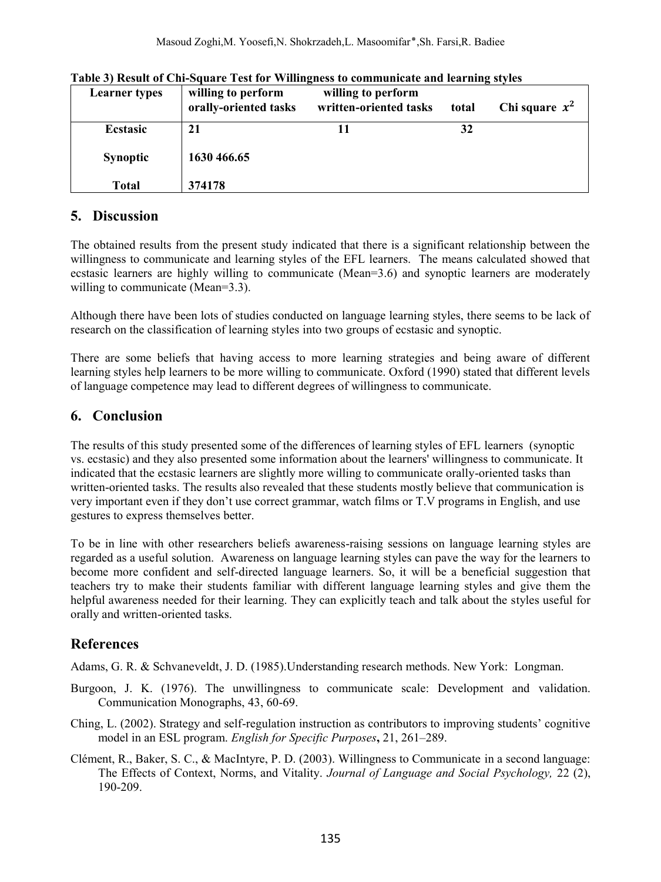**Table 3) Result of Chi-Square Test for Willingness to communicate and learning styles**

| Learner types | willing to perform orally-oriented tasks | willing to perform written-oriented tasks | total | Chi square $x^2$ |
|---|---|---|---|---|
| Ecstasic | 21 | 11 | 32 | |
| Synoptic | 1630 466.65 | | | |
| Total | 374178 | | | |

## 5. Discussion

The obtained results from the present study indicated that there is a significant relationship between the willingness to communicate and learning styles of the EFL learners. The means calculated showed that ecstasic learners are highly willing to communicate (Mean=3.6) and synoptic learners are moderately willing to communicate (Mean=3.3).

Although there have been lots of studies conducted on language learning styles, there seems to be lack of research on the classification of learning styles into two groups of ecstasic and synoptic.

There are some beliefs that having access to more learning strategies and being aware of different learning styles help learners to be more willing to communicate. Oxford (1990) stated that different levels of language competence may lead to different degrees of willingness to communicate.

## 6. Conclusion

The results of this study presented some of the differences of learning styles of EFL learners (synoptic vs. ecstasic) and they also presented some information about the learners' willingness to communicate. It indicated that the ecstasic learners are slightly more willing to communicate orally-oriented tasks than written-oriented tasks. The results also revealed that these students mostly believe that communication is very important even if they don't use correct grammar, watch films or T.V programs in English, and use gestures to express themselves better.

To be in line with other researchers beliefs awareness-raising sessions on language learning styles are regarded as a useful solution. Awareness on language learning styles can pave the way for the learners to become more confident and self-directed language learners. So, it will be a beneficial suggestion that teachers try to make their students familiar with different language learning styles and give them the helpful awareness needed for their learning. They can explicitly teach and talk about the styles useful for orally and written-oriented tasks.

## References

Adams, G. R. & Schvaneveldt, J. D. (1985).Understanding research methods. New York: Longman.

Burgoon, J. K. (1976). The unwillingness to communicate scale: Development and validation. Communication Monographs, 43, 60-69.

Ching, L. (2002). Strategy and self-regulation instruction as contributors to improving students' cognitive model in an ESL program. *English for Specific Purposes*, 21, 261–289.

Clément, R., Baker, S. C., & MacIntyre, P. D. (2003). Willingness to Communicate in a second language: The Effects of Context, Norms, and Vitality. *Journal of Language and Social Psychology,* 22 (2), 190-209.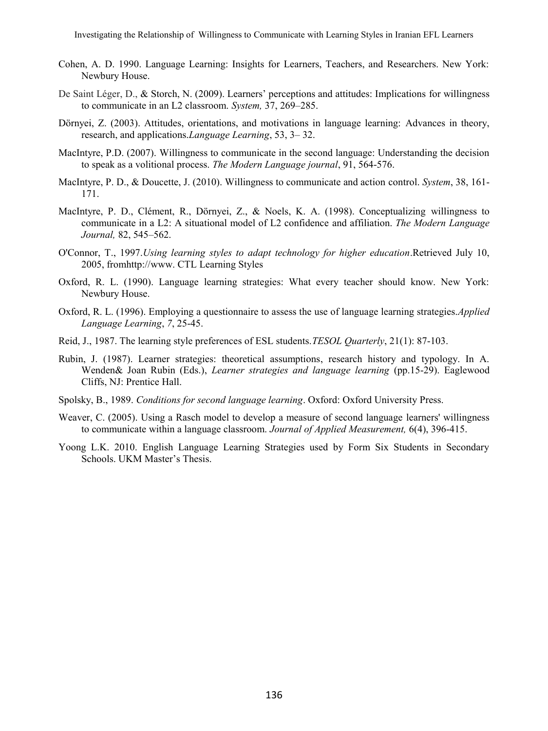Cohen, A. D. 1990. Language Learning: Insights for Learners, Teachers, and Researchers. New York: Newbury House.

De Saint Léger, D., & Storch, N. (2009). Learners' perceptions and attitudes: Implications for willingness to communicate in an L2 classroom. *System,* 37, 269–285.

Dörnyei, Z. (2003). Attitudes, orientations, and motivations in language learning: Advances in theory, research, and applications.*Language Learning*, 53, 3– 32.

MacIntyre, P.D. (2007). Willingness to communicate in the second language: Understanding the decision to speak as a volitional process. *The Modern Language journal*, 91, 564-576.

MacIntyre, P. D., & Doucette, J. (2010). Willingness to communicate and action control. *System*, 38, 161-171.

MacIntyre, P. D., Clément, R., Dörnyei, Z., & Noels, K. A. (1998). Conceptualizing willingness to communicate in a L2: A situational model of L2 confidence and affiliation. *The Modern Language Journal,* 82, 545–562.

O'Connor, T., 1997.*Using learning styles to adapt technology for higher education*.Retrieved July 10, 2005, fromhttp://www. CTL Learning Styles

Oxford, R. L. (1990). Language learning strategies: What every teacher should know. New York: Newbury House.

Oxford, R. L. (1996). Employing a questionnaire to assess the use of language learning strategies.*Applied Language Learning*, *7*, 25-45.

Reid, J., 1987. The learning style preferences of ESL students.*TESOL Quarterly*, 21(1): 87-103.

Rubin, J. (1987). Learner strategies: theoretical assumptions, research history and typology. In A. Wenden& Joan Rubin (Eds.), *Learner strategies and language learning* (pp.15-29). Eaglewood Cliffs, NJ: Prentice Hall.

Spolsky, B., 1989. *Conditions for second language learning*. Oxford: Oxford University Press.

Weaver, C. (2005). Using a Rasch model to develop a measure of second language learners' willingness to communicate within a language classroom. *Journal of Applied Measurement,* 6(4), 396-415.

Yoong L.K. 2010. English Language Learning Strategies used by Form Six Students in Secondary Schools. UKM Master's Thesis.